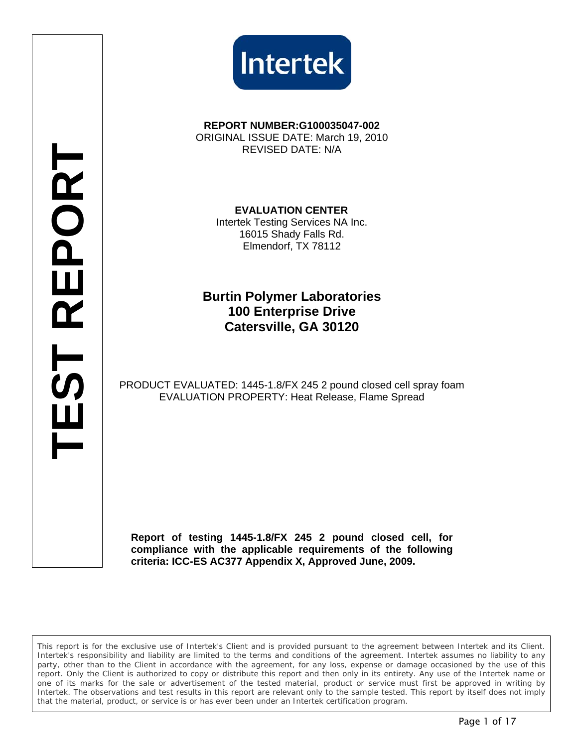Intertek

# TEST REPORT

**REPORT NUMBER:G100035047-002**
ORIGINAL ISSUE DATE: March 19, 2010
REVISED DATE: N/A

**EVALUATION CENTER**
Intertek Testing Services NA Inc.
16015 Shady Falls Rd.
Elmendorf, TX 78112

## Burtin Polymer Laboratories
## 100 Enterprise Drive
## Catersville, GA 30120

PRODUCT EVALUATED: 1445-1.8/FX 245 2 pound closed cell spray foam
EVALUATION PROPERTY: Heat Release, Flame Spread

**Report of testing 1445-1.8/FX 245 2 pound closed cell, for compliance with the applicable requirements of the following criteria: ICC-ES AC377 Appendix X, Approved June, 2009.**

This report is for the exclusive use of Intertek's Client and is provided pursuant to the agreement between Intertek and its Client. Intertek's responsibility and liability are limited to the terms and conditions of the agreement. Intertek assumes no liability to any party, other than to the Client in accordance with the agreement, for any loss, expense or damage occasioned by the use of this report. Only the Client is authorized to copy or distribute this report and then only in its entirety. Any use of the Intertek name or one of its marks for the sale or advertisement of the tested material, product or service must first be approved in writing by Intertek. The observations and test results in this report are relevant only to the sample tested. This report by itself does not imply that the material, product, or service is or has ever been under an Intertek certification program.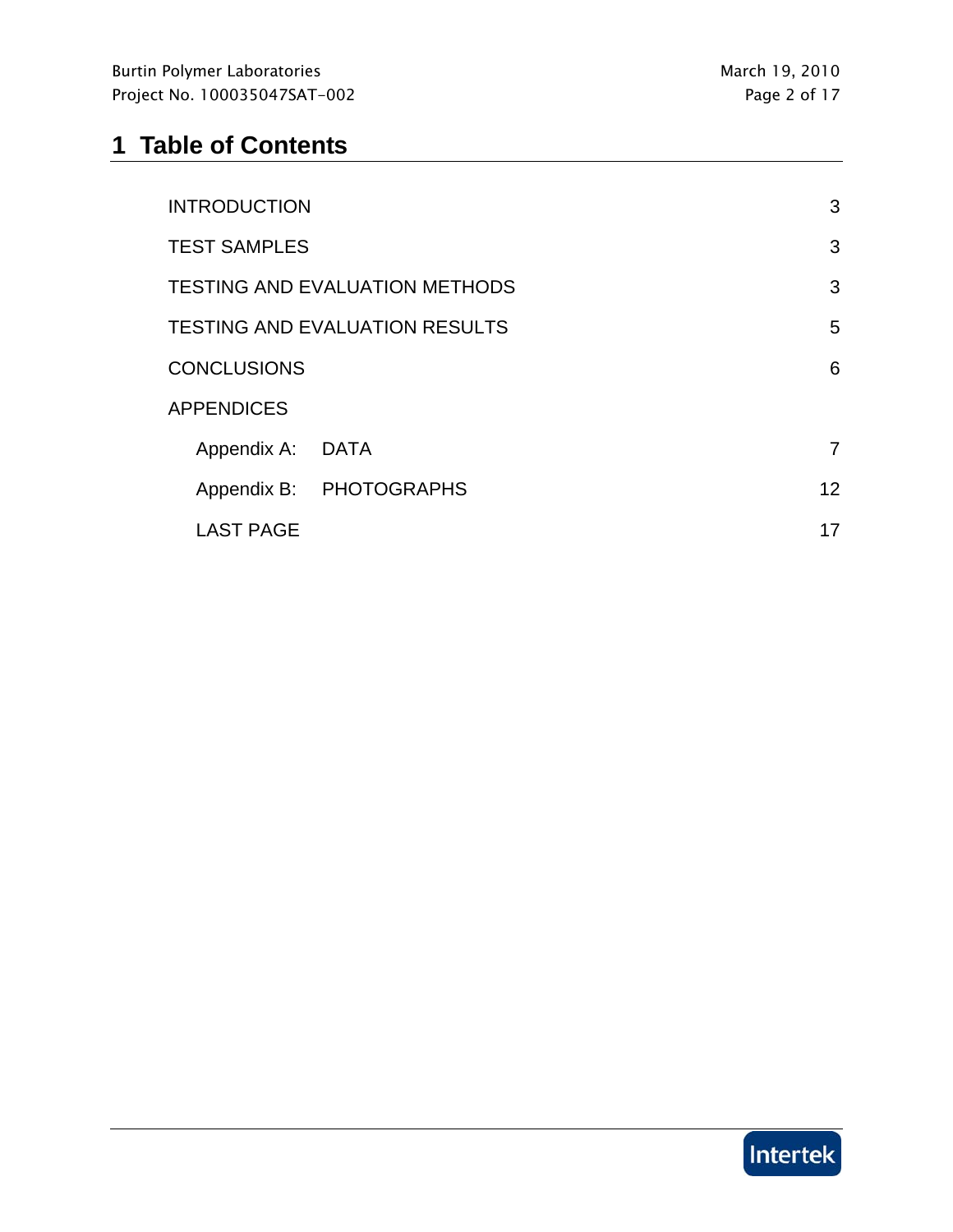# 1 Table of Contents

| | |
|---|---|
| INTRODUCTION | 3 |
| TEST SAMPLES | 3 |
| TESTING AND EVALUATION METHODS | 3 |
| TESTING AND EVALUATION RESULTS | 5 |
| CONCLUSIONS | 6 |
| APPENDICES | |
| Appendix A: DATA | 7 |
| Appendix B: PHOTOGRAPHS | 12 |
| LAST PAGE | 17 |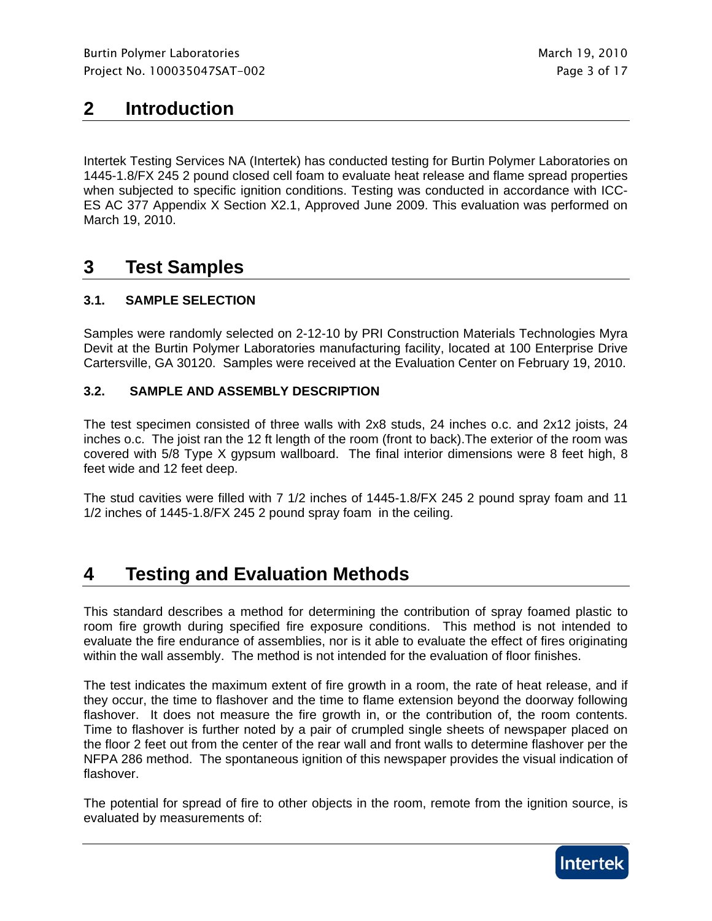## 2 Introduction

Intertek Testing Services NA (Intertek) has conducted testing for Burtin Polymer Laboratories on 1445-1.8/FX 245 2 pound closed cell foam to evaluate heat release and flame spread properties when subjected to specific ignition conditions. Testing was conducted in accordance with ICC-ES AC 377 Appendix X Section X2.1, Approved June 2009. This evaluation was performed on March 19, 2010.

## 3 Test Samples

### 3.1. SAMPLE SELECTION

Samples were randomly selected on 2-12-10 by PRI Construction Materials Technologies Myra Devit at the Burtin Polymer Laboratories manufacturing facility, located at 100 Enterprise Drive Cartersville, GA 30120. Samples were received at the Evaluation Center on February 19, 2010.

### 3.2. SAMPLE AND ASSEMBLY DESCRIPTION

The test specimen consisted of three walls with 2x8 studs, 24 inches o.c. and 2x12 joists, 24 inches o.c. The joist ran the 12 ft length of the room (front to back).The exterior of the room was covered with 5/8 Type X gypsum wallboard. The final interior dimensions were 8 feet high, 8 feet wide and 12 feet deep.

The stud cavities were filled with 7 1/2 inches of 1445-1.8/FX 245 2 pound spray foam and 11 1/2 inches of 1445-1.8/FX 245 2 pound spray foam in the ceiling.

## 4 Testing and Evaluation Methods

This standard describes a method for determining the contribution of spray foamed plastic to room fire growth during specified fire exposure conditions. This method is not intended to evaluate the fire endurance of assemblies, nor is it able to evaluate the effect of fires originating within the wall assembly. The method is not intended for the evaluation of floor finishes.

The test indicates the maximum extent of fire growth in a room, the rate of heat release, and if they occur, the time to flashover and the time to flame extension beyond the doorway following flashover. It does not measure the fire growth in, or the contribution of, the room contents. Time to flashover is further noted by a pair of crumpled single sheets of newspaper placed on the floor 2 feet out from the center of the rear wall and front walls to determine flashover per the NFPA 286 method. The spontaneous ignition of this newspaper provides the visual indication of flashover.

The potential for spread of fire to other objects in the room, remote from the ignition source, is evaluated by measurements of: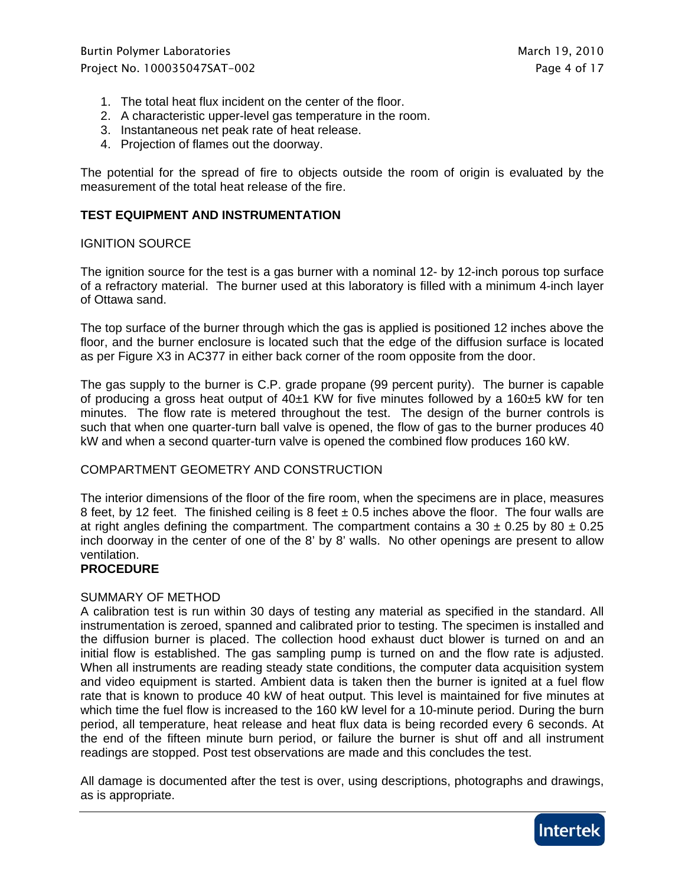1. The total heat flux incident on the center of the floor.
2. A characteristic upper-level gas temperature in the room.
3. Instantaneous net peak rate of heat release.
4. Projection of flames out the doorway.

The potential for the spread of fire to objects outside the room of origin is evaluated by the measurement of the total heat release of the fire.

## TEST EQUIPMENT AND INSTRUMENTATION

### IGNITION SOURCE

The ignition source for the test is a gas burner with a nominal 12- by 12-inch porous top surface of a refractory material. The burner used at this laboratory is filled with a minimum 4-inch layer of Ottawa sand.

The top surface of the burner through which the gas is applied is positioned 12 inches above the floor, and the burner enclosure is located such that the edge of the diffusion surface is located as per Figure X3 in AC377 in either back corner of the room opposite from the door.

The gas supply to the burner is C.P. grade propane (99 percent purity). The burner is capable of producing a gross heat output of 40±1 KW for five minutes followed by a 160±5 kW for ten minutes. The flow rate is metered throughout the test. The design of the burner controls is such that when one quarter-turn ball valve is opened, the flow of gas to the burner produces 40 kW and when a second quarter-turn valve is opened the combined flow produces 160 kW.

### COMPARTMENT GEOMETRY AND CONSTRUCTION

The interior dimensions of the floor of the fire room, when the specimens are in place, measures 8 feet, by 12 feet. The finished ceiling is 8 feet ± 0.5 inches above the floor. The four walls are at right angles defining the compartment. The compartment contains a 30 ± 0.25 by 80 ± 0.25 inch doorway in the center of one of the 8' by 8' walls. No other openings are present to allow ventilation.

## PROCEDURE

### SUMMARY OF METHOD

A calibration test is run within 30 days of testing any material as specified in the standard. All instrumentation is zeroed, spanned and calibrated prior to testing. The specimen is installed and the diffusion burner is placed. The collection hood exhaust duct blower is turned on and an initial flow is established. The gas sampling pump is turned on and the flow rate is adjusted. When all instruments are reading steady state conditions, the computer data acquisition system and video equipment is started. Ambient data is taken then the burner is ignited at a fuel flow rate that is known to produce 40 kW of heat output. This level is maintained for five minutes at which time the fuel flow is increased to the 160 kW level for a 10-minute period. During the burn period, all temperature, heat release and heat flux data is being recorded every 6 seconds. At the end of the fifteen minute burn period, or failure the burner is shut off and all instrument readings are stopped. Post test observations are made and this concludes the test.

All damage is documented after the test is over, using descriptions, photographs and drawings, as is appropriate.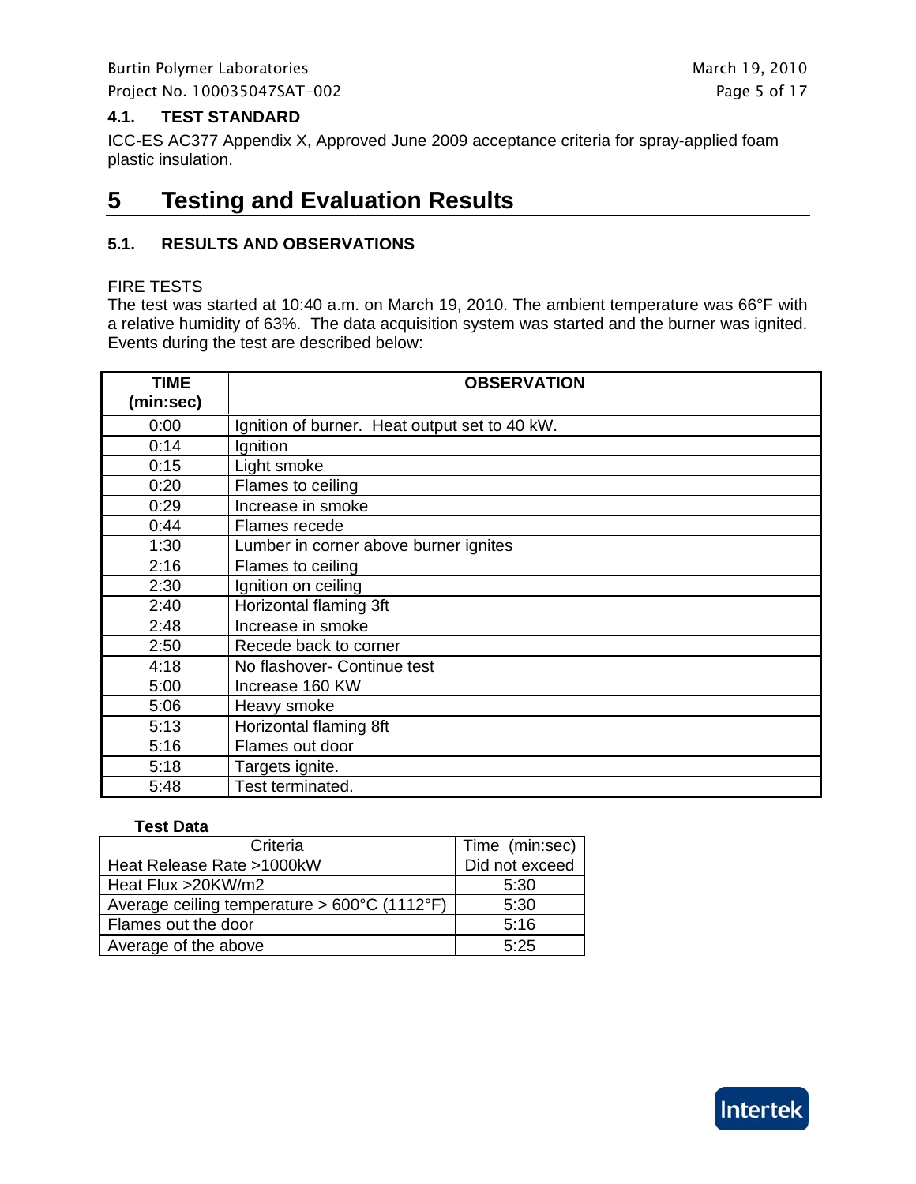### 4.1. TEST STANDARD

ICC-ES AC377 Appendix X, Approved June 2009 acceptance criteria for spray-applied foam plastic insulation.

# 5 Testing and Evaluation Results

### 5.1. RESULTS AND OBSERVATIONS

FIRE TESTS

The test was started at 10:40 a.m. on March 19, 2010. The ambient temperature was 66°F with a relative humidity of 63%. The data acquisition system was started and the burner was ignited. Events during the test are described below:

| TIME (min:sec) | OBSERVATION |
|---|---|
| 0:00 | Ignition of burner. Heat output set to 40 kW. |
| 0:14 | Ignition |
| 0:15 | Light smoke |
| 0:20 | Flames to ceiling |
| 0:29 | Increase in smoke |
| 0:44 | Flames recede |
| 1:30 | Lumber in corner above burner ignites |
| 2:16 | Flames to ceiling |
| 2:30 | Ignition on ceiling |
| 2:40 | Horizontal flaming 3ft |
| 2:48 | Increase in smoke |
| 2:50 | Recede back to corner |
| 4:18 | No flashover- Continue test |
| 5:00 | Increase 160 KW |
| 5:06 | Heavy smoke |
| 5:13 | Horizontal flaming 8ft |
| 5:16 | Flames out door |
| 5:18 | Targets ignite. |
| 5:48 | Test terminated. |

**Test Data**

| Criteria | Time (min:sec) |
|---|---|
| Heat Release Rate >1000kW | Did not exceed |
| Heat Flux >20KW/m2 | 5:30 |
| Average ceiling temperature > 600°C (1112°F) | 5:30 |
| Flames out the door | 5:16 |
| Average of the above | 5:25 |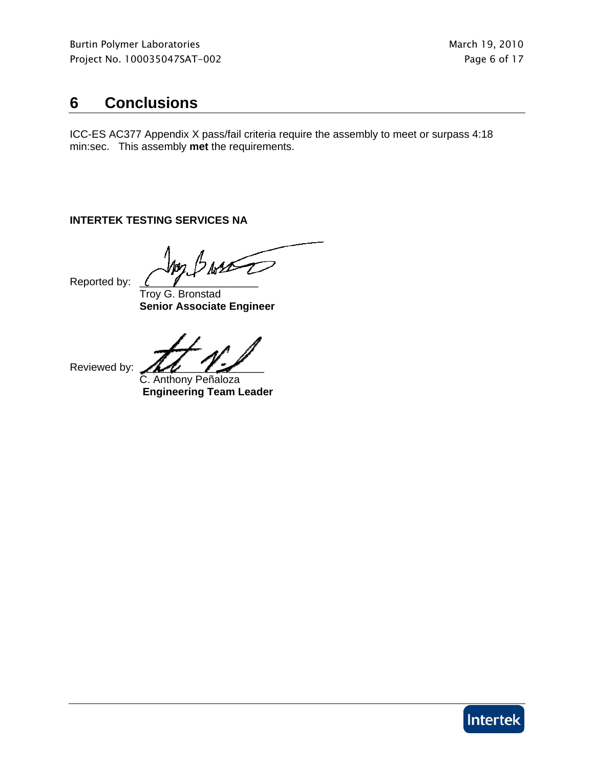# 6 Conclusions

ICC-ES AC377 Appendix X pass/fail criteria require the assembly to meet or surpass 4:18 min:sec. This assembly **met** the requirements.

**INTERTEK TESTING SERVICES NA**

Reported by: ____________________

Troy G. Bronstad
**Senior Associate Engineer**

Reviewed by: ____________________

C. Anthony Peñaloza
**Engineering Team Leader**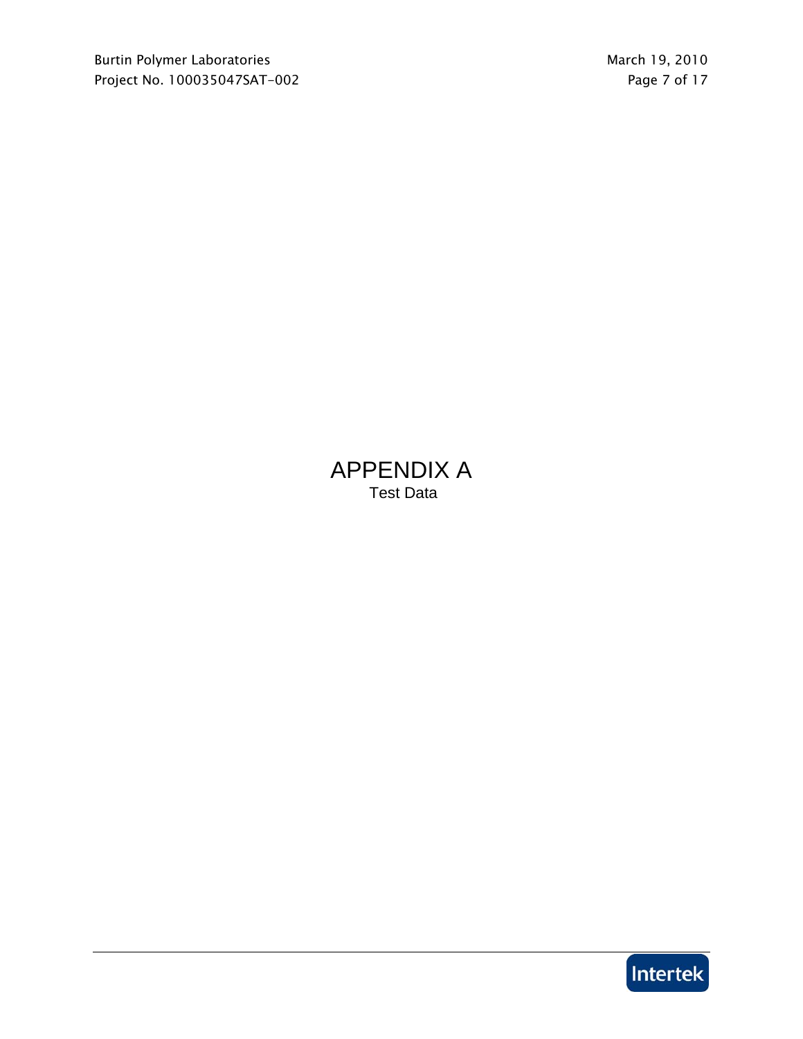# APPENDIX A

Test Data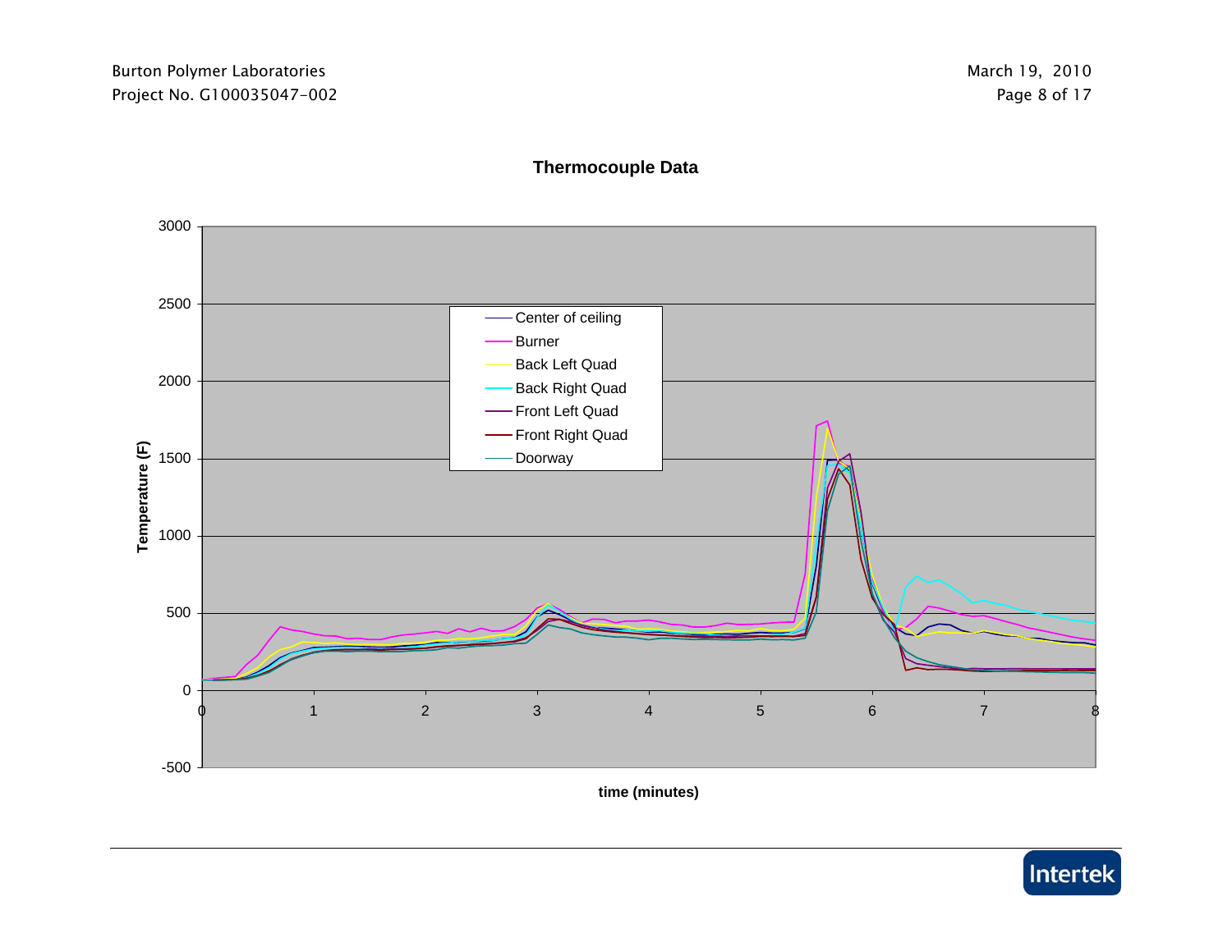**Thermocouple Data**

Temperature (F)

time (minutes)

Legend: Center of ceiling, Burner, Back Left Quad, Back Right Quad, Front Left Quad, Front Right Quad, Doorway

Y-axis: -500, 0, 500, 1000, 1500, 2000, 2500, 3000

X-axis: 0, 1, 2, 3, 4, 5, 6, 7, 8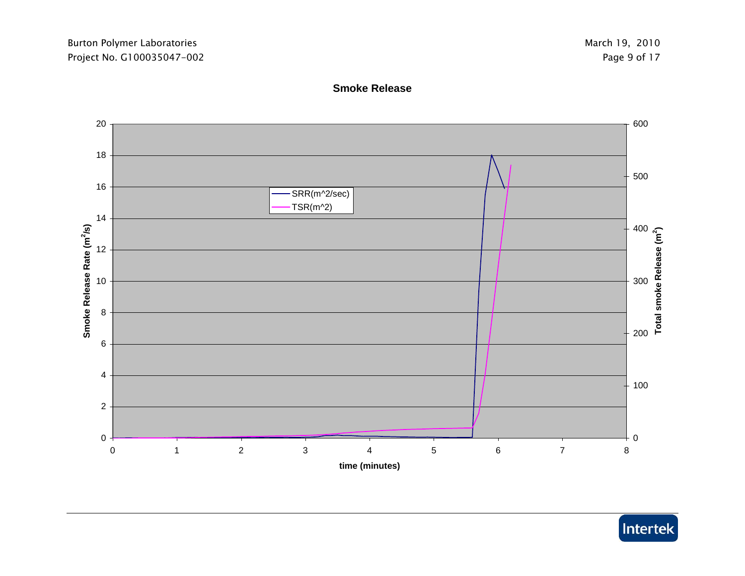**Smoke Release**

Smoke Release Rate ($m^2$/s)

Total smoke Release ($m^2$)

time (minutes)

SRR(m^2/sec)

TSR(m^2)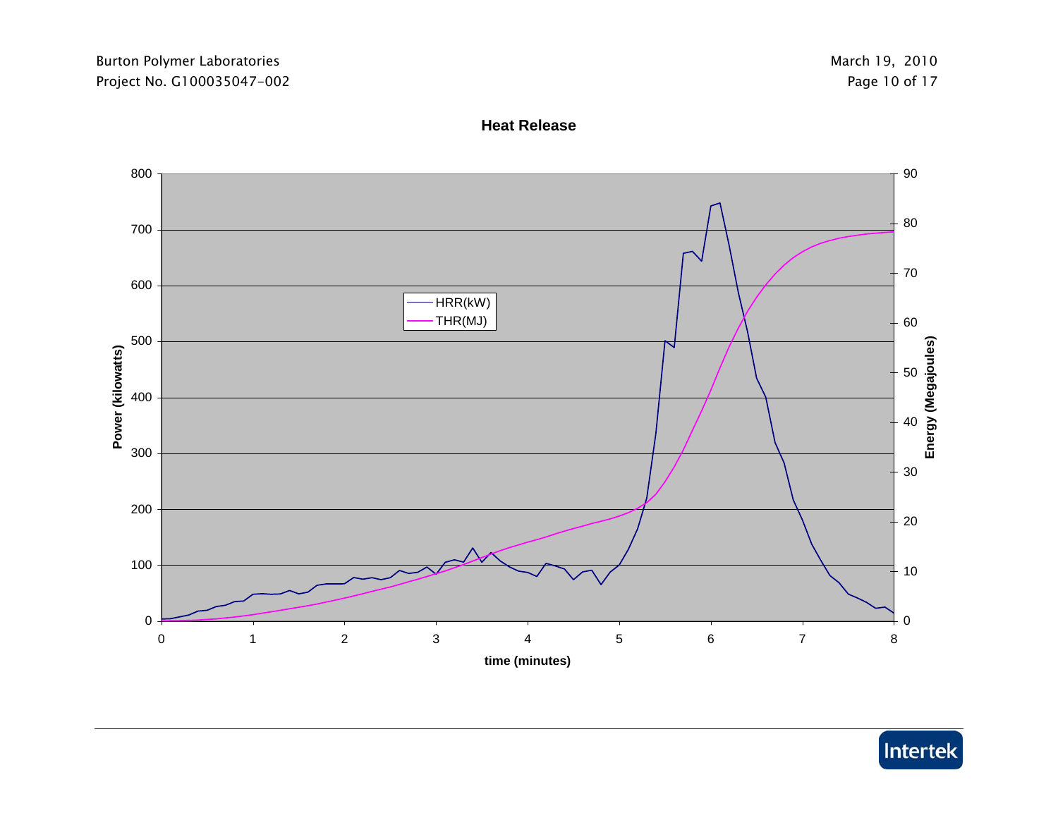## Heat Release

| Axis | Label | Range |
|---|---|---|
| Left y-axis | Power (kilowatts) | 0–800 |
| Right y-axis | Energy (Megajoules) | 0–90 |
| x-axis | time (minutes) | 0–8 |

Legend: HRR(kW), THR(MJ)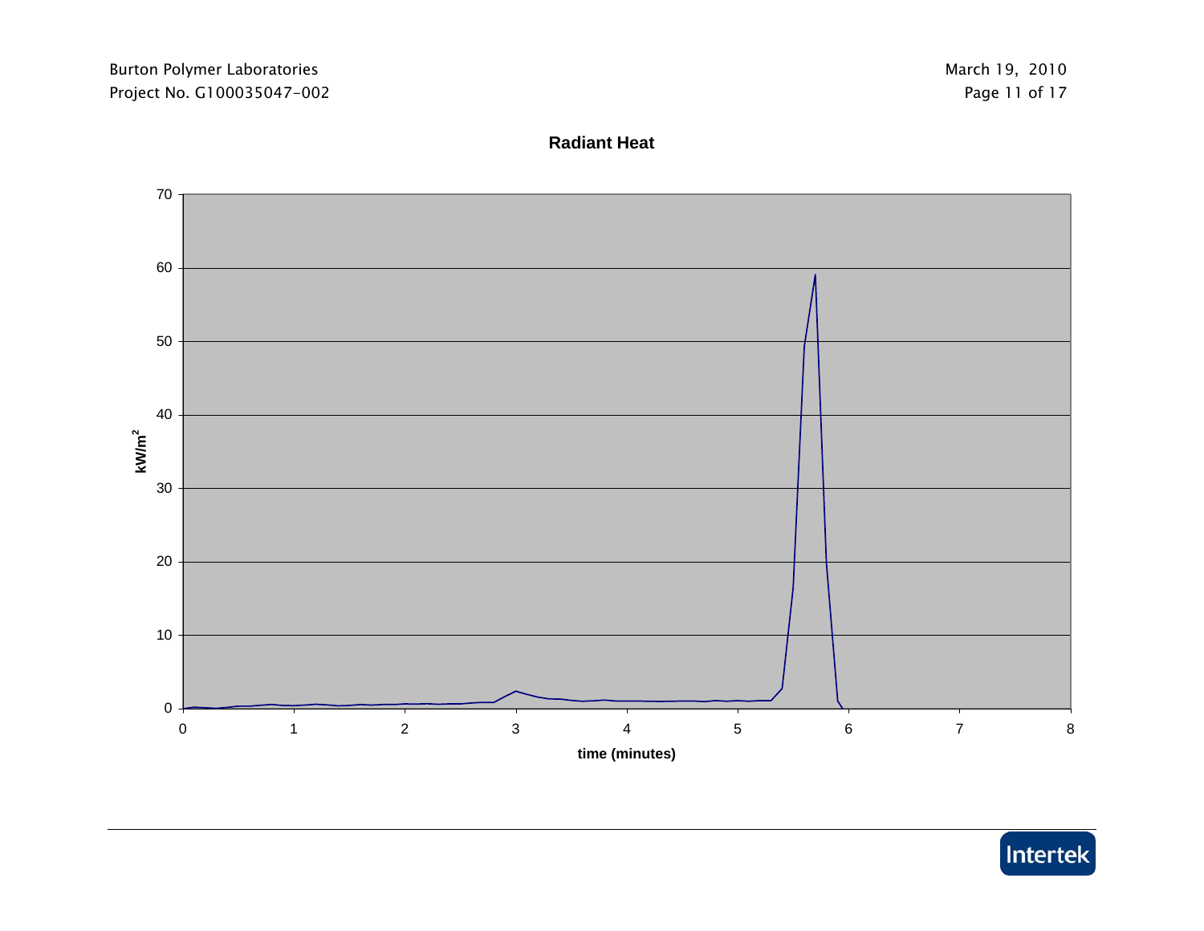**Radiant Heat**

kW/m²

time (minutes)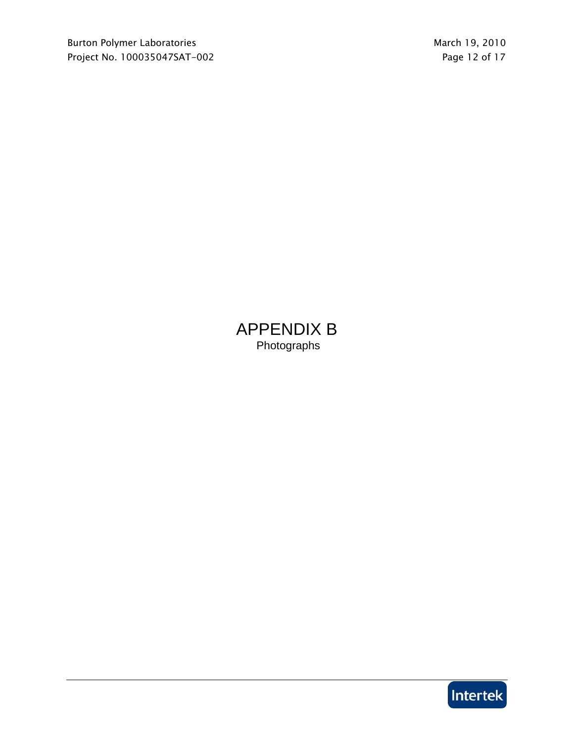# APPENDIX B

Photographs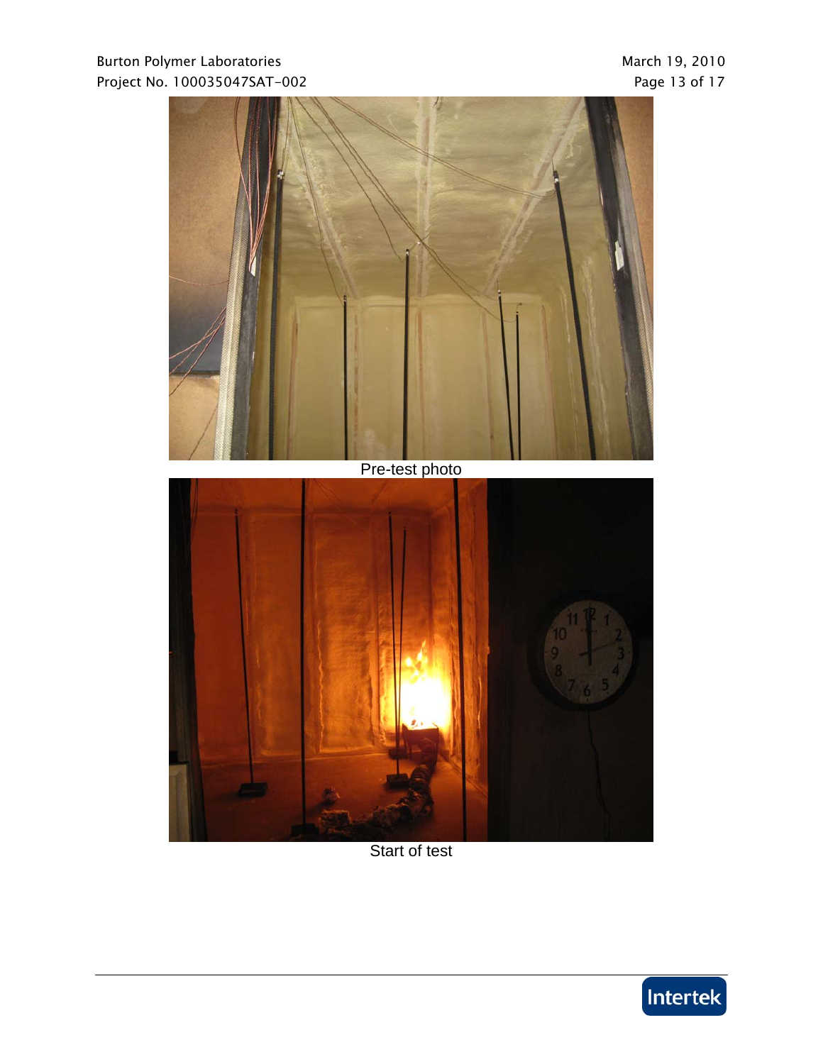Pre-test photo

Start of test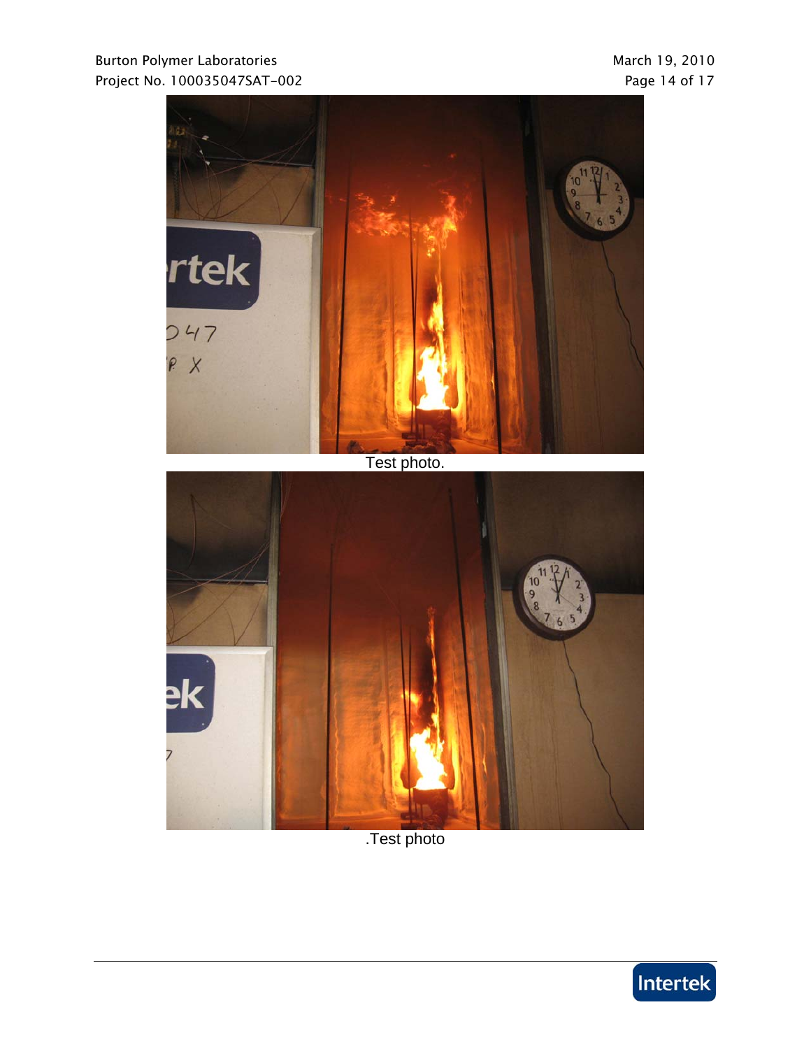Test photo.

.Test photo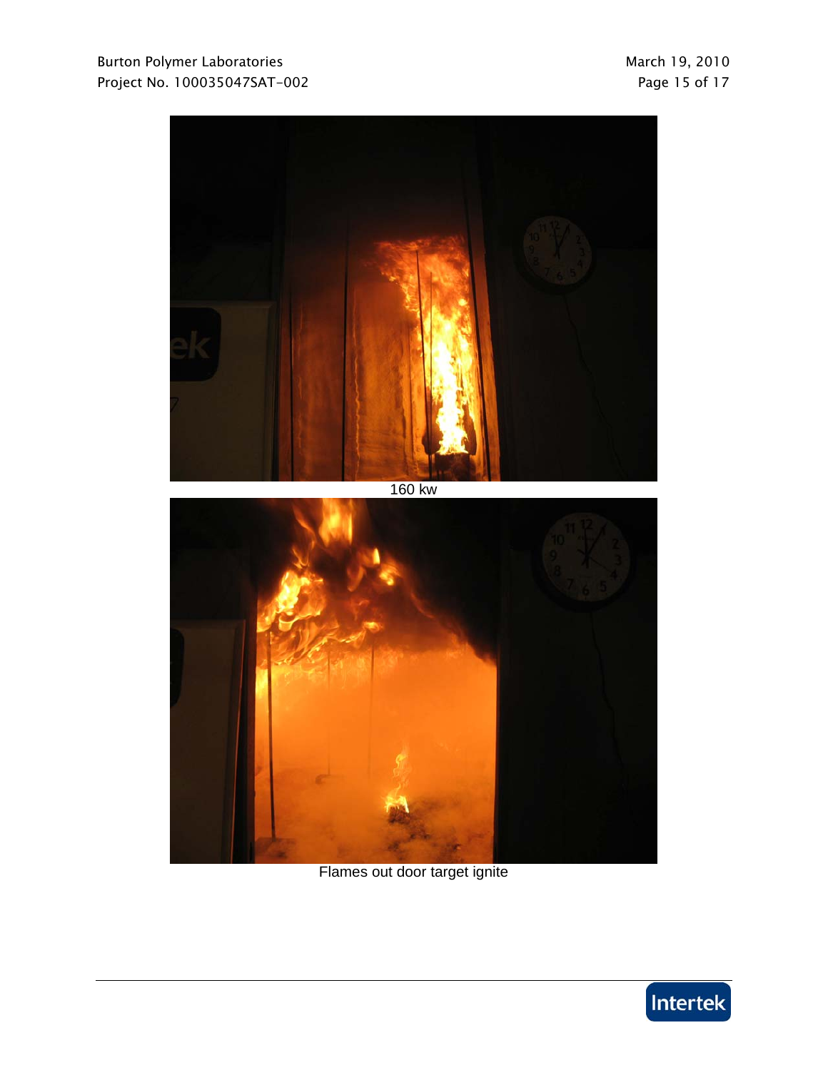160 kw

Flames out door target ignite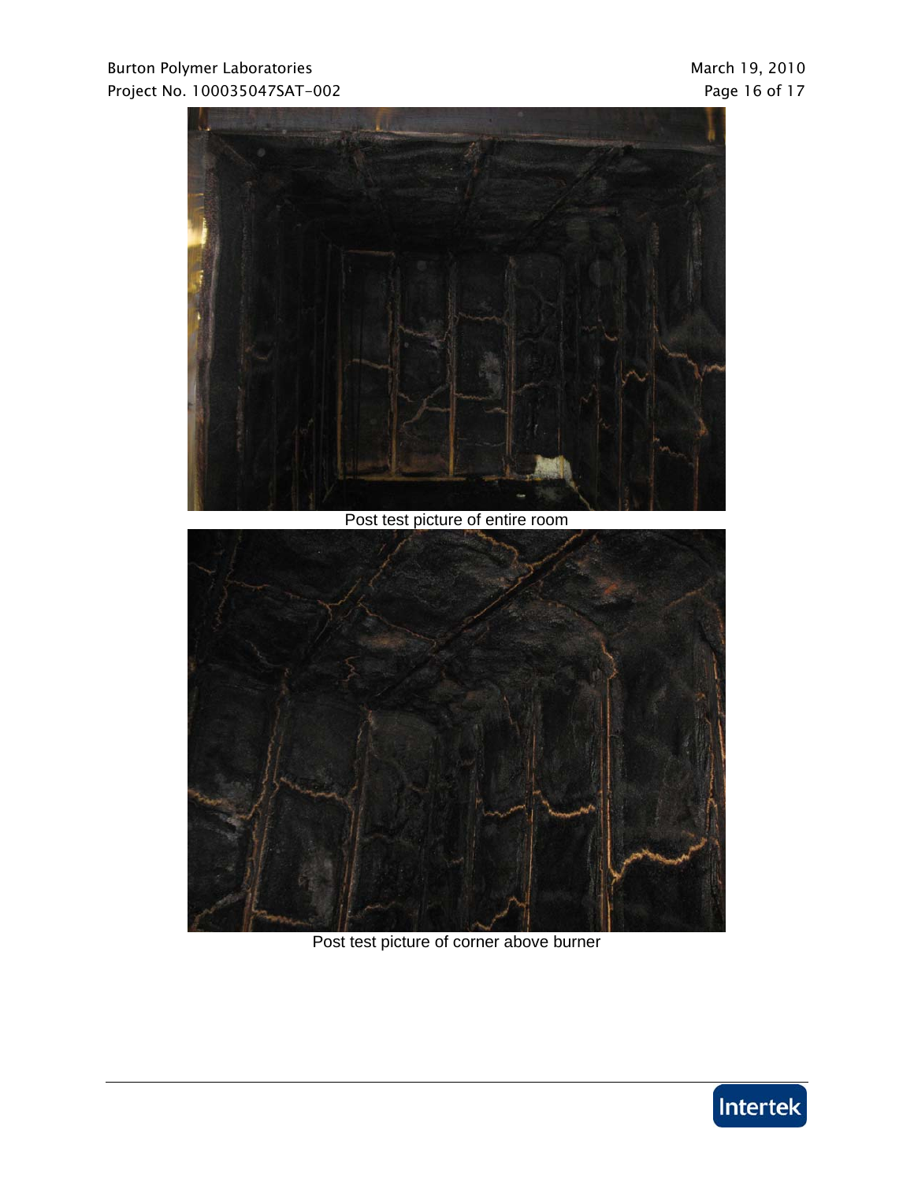Post test picture of entire room

Post test picture of corner above burner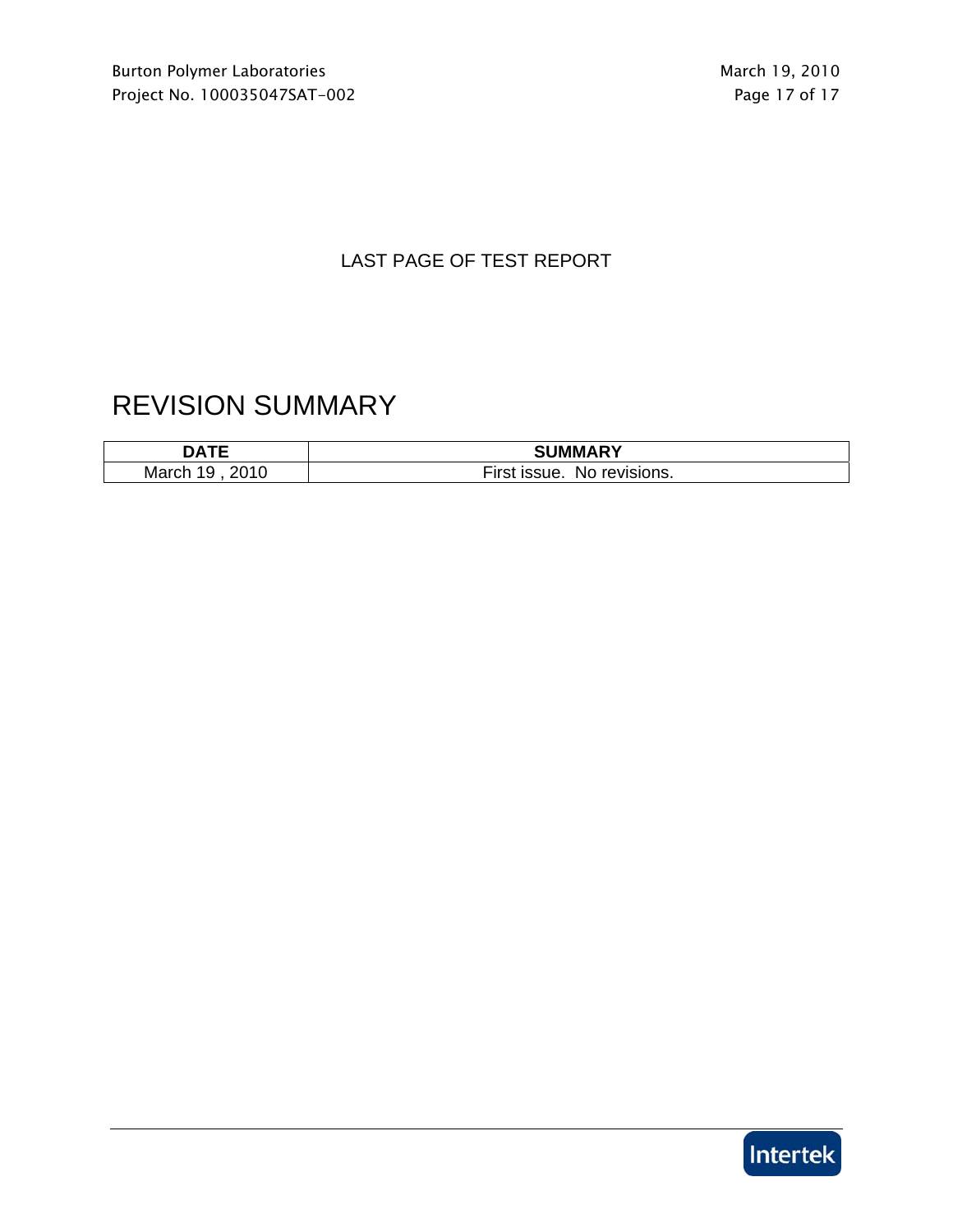LAST PAGE OF TEST REPORT

# REVISION SUMMARY

| DATE | SUMMARY |
| --- | --- |
| March 19 , 2010 | First issue. No revisions. |